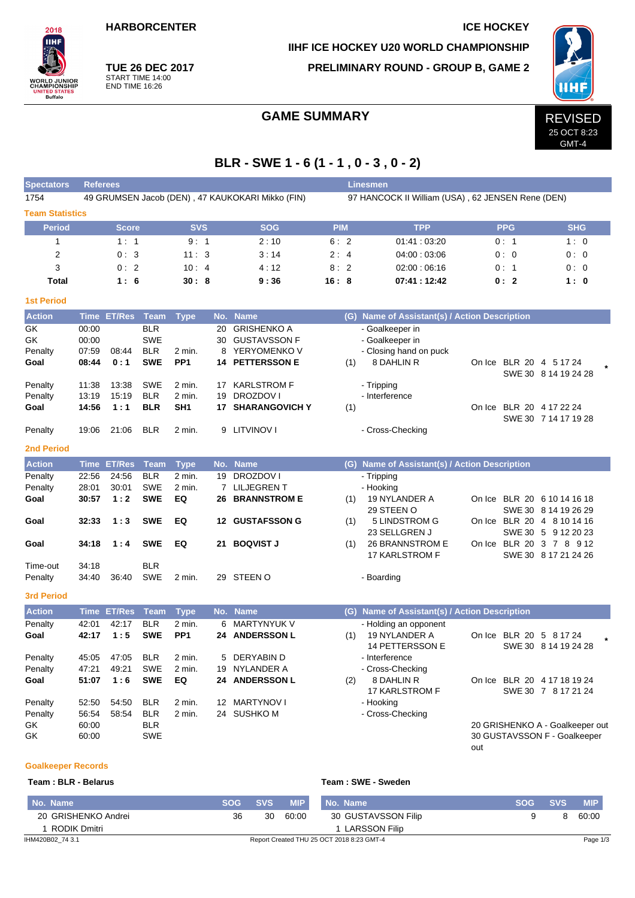HARBORCENTER

ICE HOCKEY

IIHF ICE HOCKEY U20 WORLD CHAMPIONSHIP

**TUE 26 DEC 2017**
START TIME 14:00
END TIME 16:26

PRELIMINARY ROUND - GROUP B, GAME 2

# GAME SUMMARY

REVISED
25 OCT 8:23
GMT-4

## BLR - SWE 1 - 6 (1 - 1 , 0 - 3 , 0 - 2)

| Spectators | Referees | Linesmen |
|---|---|---|
| 1754 | 49 GRUMSEN Jacob (DEN) , 47 KAUKOKARI Mikko (FIN) | 97 HANCOCK II William (USA) , 62 JENSEN Rene (DEN) |

### Team Statistics

| Period | Score | SVS | SOG | PIM | TPP | PPG | SHG |
|---|---|---|---|---|---|---|---|
| 1 | 1 : 1 | 9 : 1 | 2 : 10 | 6 : 2 | 01:41 : 03:20 | 0 : 1 | 1 : 0 |
| 2 | 0 : 3 | 11 : 3 | 3 : 14 | 2 : 4 | 04:00 : 03:06 | 0 : 0 | 0 : 0 |
| 3 | 0 : 2 | 10 : 4 | 4 : 12 | 8 : 2 | 02:00 : 06:16 | 0 : 1 | 0 : 0 |
| **Total** | **1 : 6** | **30 : 8** | **9 : 36** | **16 : 8** | **07:41 : 12:42** | **0 : 2** | **1 : 0** |

### 1st Period

| Action | Time | ET/Res | Team | Type | No. | Name | (G) | Name of Assistant(s) / Action Description | On Ice |
|---|---|---|---|---|---|---|---|---|---|
| GK | 00:00 | | BLR | | 20 | GRISHENKO A | | - Goalkeeper in | |
| GK | 00:00 | | SWE | | 30 | GUSTAVSSON F | | - Goalkeeper in | |
| Penalty | 07:59 | 08:44 | BLR | 2 min. | 8 | YERYOMENKO V | | - Closing hand on puck | |
| **Goal** | **08:44** | **0 : 1** | **SWE** | **PP1** | **14** | **PETTERSSON E** | (1) | 8 DAHLIN R | BLR 20 4 5 17 24; SWE 30 8 14 19 24 28 * |
| Penalty | 11:38 | 13:38 | SWE | 2 min. | 17 | KARLSTROM F | | - Tripping | |
| Penalty | 13:19 | 15:19 | BLR | 2 min. | 19 | DROZDOV I | | - Interference | |
| **Goal** | **14:56** | **1 : 1** | **BLR** | **SH1** | **17** | **SHARANGOVICH Y** | (1) | | BLR 20 4 17 22 24; SWE 30 7 14 17 19 28 |
| Penalty | 19:06 | 21:06 | BLR | 2 min. | 9 | LITVINOV I | | - Cross-Checking | |

### 2nd Period

| Action | Time | ET/Res | Team | Type | No. | Name | (G) | Name of Assistant(s) / Action Description | On Ice |
|---|---|---|---|---|---|---|---|---|---|
| Penalty | 22:56 | 24:56 | BLR | 2 min. | 19 | DROZDOV I | | - Tripping | |
| Penalty | 28:01 | 30:01 | SWE | 2 min. | 7 | LILJEGREN T | | - Hooking | |
| **Goal** | **30:57** | **1 : 2** | **SWE** | **EQ** | **26** | **BRANNSTROM E** | (1) | 19 NYLANDER A; 29 STEEN O | BLR 20 6 10 14 16 18; SWE 30 8 14 19 26 29 |
| **Goal** | **32:33** | **1 : 3** | **SWE** | **EQ** | **12** | **GUSTAFSSON G** | (1) | 5 LINDSTROM G; 23 SELLGREN J | BLR 20 4 8 10 14 16; SWE 30 5 9 12 20 23 |
| **Goal** | **34:18** | **1 : 4** | **SWE** | **EQ** | **21** | **BOQVIST J** | (1) | 26 BRANNSTROM E; 17 KARLSTROM F | BLR 20 3 7 8 9 12; SWE 30 8 17 21 24 26 |
| Time-out | 34:18 | | BLR | | | | | | |
| Penalty | 34:40 | 36:40 | SWE | 2 min. | 29 | STEEN O | | - Boarding | |

### 3rd Period

| Action | Time | ET/Res | Team | Type | No. | Name | (G) | Name of Assistant(s) / Action Description | On Ice |
|---|---|---|---|---|---|---|---|---|---|
| Penalty | 42:01 | 42:17 | BLR | 2 min. | 6 | MARTYNYUK V | | - Holding an opponent | |
| **Goal** | **42:17** | **1 : 5** | **SWE** | **PP1** | **24** | **ANDERSSON L** | (1) | 19 NYLANDER A; 14 PETTERSSON E | BLR 20 5 8 17 24; SWE 30 8 14 19 24 28 * |
| Penalty | 45:05 | 47:05 | BLR | 2 min. | 5 | DERYABIN D | | - Interference | |
| Penalty | 47:21 | 49:21 | SWE | 2 min. | 19 | NYLANDER A | | - Cross-Checking | |
| **Goal** | **51:07** | **1 : 6** | **SWE** | **EQ** | **24** | **ANDERSSON L** | (2) | 8 DAHLIN R; 17 KARLSTROM F | BLR 20 4 17 18 19 24; SWE 30 7 8 17 21 24 |
| Penalty | 52:50 | 54:50 | BLR | 2 min. | 12 | MARTYNOV I | | - Hooking | |
| Penalty | 56:54 | 58:54 | BLR | 2 min. | 24 | SUSHKO M | | - Cross-Checking | |
| GK | 60:00 | | BLR | | | | | | 20 GRISHENKO A - Goalkeeper out |
| GK | 60:00 | | SWE | | | | | | 30 GUSTAVSSON F - Goalkeeper out |

### Goalkeeper Records

**Team : BLR - Belarus**

| No. Name | SOG | SVS | MIP |
|---|---|---|---|
| 20 GRISHENKO Andrei | 36 | 30 | 60:00 |
| 1 RODIK Dmitri | | | |

**Team : SWE - Sweden**

| No. Name | SOG | SVS | MIP |
|---|---|---|---|
| 30 GUSTAVSSON Filip | 9 | 8 | 60:00 |
| 1 LARSSON Filip | | | |

IHM420B02_74 3.1 Report Created THU 25 OCT 2018 8:23 GMT-4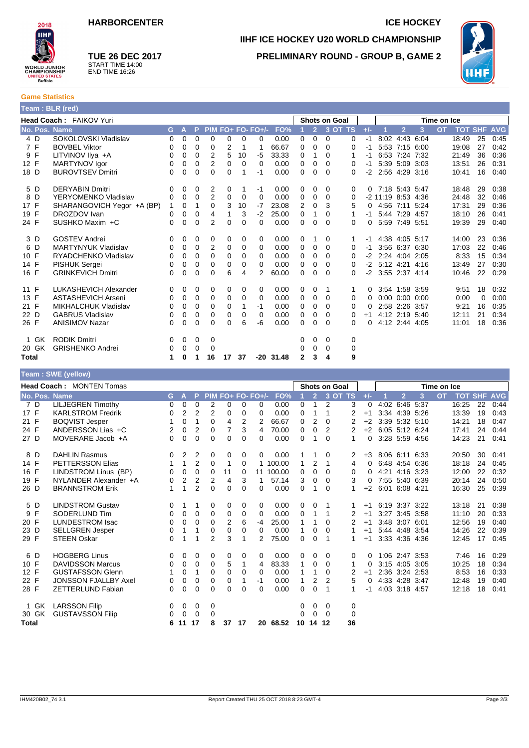**HARBORCENTER**

**ICE HOCKEY**

**IIHF ICE HOCKEY U20 WORLD CHAMPIONSHIP**

**PRELIMINARY ROUND - GROUP B, GAME 2**

**TUE 26 DEC 2017**
START TIME 14:00
END TIME 16:26

## Game Statistics

### Team : BLR (red)

**Head Coach :** FAIKOV Yuri

| No. | Pos. | Name | G | A | P | PIM | FO+ | FO- | FO+/- | FO% | Shots on Goal 1 | 2 | 3 | OT | TS | +/- | Time on Ice 1 | 2 | 3 | OT | TOT | SHF | AVG |
|---|---|---|---|---|---|---|---|---|---|---|---|---|---|---|---|---|---|---|---|---|---|---|---|
| 4 | D | SOKOLOVSKI Vladislav | 0 | 0 | 0 | 0 | 0 | 0 | 0 | 0.00 | 0 | 0 | 0 | | 0 | -1 | 8:02 | 4:43 | 6:04 | | 18:49 | 25 | 0:45 |
| 7 | F | BOVBEL Viktor | 0 | 0 | 0 | 0 | 2 | 1 | 1 | 66.67 | 0 | 0 | 0 | | 0 | -1 | 5:53 | 7:15 | 6:00 | | 19:08 | 27 | 0:42 |
| 9 | F | LITVINOV Ilya +A | 0 | 0 | 0 | 2 | 5 | 10 | -5 | 33.33 | 0 | 1 | 0 | | 1 | -1 | 6:53 | 7:24 | 7:32 | | 21:49 | 36 | 0:36 |
| 12 | F | MARTYNOV Igor | 0 | 0 | 0 | 2 | 0 | 0 | 0 | 0.00 | 0 | 0 | 0 | | 0 | -1 | 5:39 | 5:09 | 3:03 | | 13:51 | 26 | 0:31 |
| 18 | D | BUROVTSEV Dmitri | 0 | 0 | 0 | 0 | 0 | 1 | -1 | 0.00 | 0 | 0 | 0 | | 0 | -2 | 2:56 | 4:29 | 3:16 | | 10:41 | 16 | 0:40 |
| 5 | D | DERYABIN Dmitri | 0 | 0 | 0 | 2 | 0 | 1 | -1 | 0.00 | 0 | 0 | 0 | | 0 | 0 | 7:18 | 5:43 | 5:47 | | 18:48 | 29 | 0:38 |
| 8 | D | YERYOMENKO Vladislav | 0 | 0 | 0 | 2 | 0 | 0 | 0 | 0.00 | 0 | 0 | 0 | | 0 | -2 | 11:19 | 8:53 | 4:36 | | 24:48 | 32 | 0:46 |
| 17 | F | SHARANGOVICH Yegor +A (BP) | 1 | 0 | 1 | 0 | 3 | 10 | -7 | 23.08 | 2 | 0 | 3 | | 5 | 0 | 4:56 | 7:11 | 5:24 | | 17:31 | 29 | 0:36 |
| 19 | F | DROZDOV Ivan | 0 | 0 | 0 | 4 | 1 | 3 | -2 | 25.00 | 0 | 1 | 0 | | 1 | -1 | 5:44 | 7:29 | 4:57 | | 18:10 | 26 | 0:41 |
| 24 | F | SUSHKO Maxim +C | 0 | 0 | 0 | 2 | 0 | 0 | 0 | 0.00 | 0 | 0 | 0 | | 0 | 0 | 5:59 | 7:49 | 5:51 | | 19:39 | 29 | 0:40 |
| 3 | D | GOSTEV Andrei | 0 | 0 | 0 | 0 | 0 | 0 | 0 | 0.00 | 0 | 1 | 0 | | 1 | -1 | 4:38 | 4:05 | 5:17 | | 14:00 | 23 | 0:36 |
| 6 | D | MARTYNYUK Vladislav | 0 | 0 | 0 | 2 | 0 | 0 | 0 | 0.00 | 0 | 0 | 0 | | 0 | -1 | 3:56 | 6:37 | 6:30 | | 17:03 | 22 | 0:46 |
| 10 | F | RYADCHENKO Vladislav | 0 | 0 | 0 | 0 | 0 | 0 | 0 | 0.00 | 0 | 0 | 0 | | 0 | -2 | 2:24 | 4:04 | 2:05 | | 8:33 | 15 | 0:34 |
| 14 | F | PISHUK Sergei | 0 | 0 | 0 | 0 | 0 | 0 | 0 | 0.00 | 0 | 0 | 0 | | 0 | -2 | 5:12 | 4:21 | 4:16 | | 13:49 | 27 | 0:30 |
| 16 | F | GRINKEVICH Dmitri | 0 | 0 | 0 | 0 | 6 | 4 | 2 | 60.00 | 0 | 0 | 0 | | 0 | -2 | 3:55 | 2:37 | 4:14 | | 10:46 | 22 | 0:29 |
| 11 | F | LUKASHEVICH Alexander | 0 | 0 | 0 | 0 | 0 | 0 | 0 | 0.00 | 0 | 0 | 1 | | 1 | 0 | 3:54 | 1:58 | 3:59 | | 9:51 | 18 | 0:32 |
| 13 | F | ASTASHEVICH Arseni | 0 | 0 | 0 | 0 | 0 | 0 | 0 | 0.00 | 0 | 0 | 0 | | 0 | 0 | 0:00 | 0:00 | 0:00 | | 0:00 | 0 | 0:00 |
| 21 | F | MIKHALCHUK Vladislav | 0 | 0 | 0 | 0 | 0 | 1 | -1 | 0.00 | 0 | 0 | 0 | | 0 | 0 | 2:58 | 2:26 | 3:57 | | 9:21 | 16 | 0:35 |
| 22 | D | GABRUS Vladislav | 0 | 0 | 0 | 0 | 0 | 0 | 0 | 0.00 | 0 | 0 | 0 | | 0 | +1 | 4:12 | 2:19 | 5:40 | | 12:11 | 21 | 0:34 |
| 26 | F | ANISIMOV Nazar | 0 | 0 | 0 | 0 | 0 | 6 | -6 | 0.00 | 0 | 0 | 0 | | 0 | 0 | 4:12 | 2:44 | 4:05 | | 11:01 | 18 | 0:36 |
| 1 | GK | RODIK Dmitri | 0 | 0 | 0 | 0 | | | | | 0 | 0 | 0 | | 0 | | | | | | | | |
| 20 | GK | GRISHENKO Andrei | 0 | 0 | 0 | 0 | | | | | 0 | 0 | 0 | | 0 | | | | | | | | |
| **Total** | | | **1** | **0** | **1** | **16** | **17** | **37** | **-20** | **31.48** | **2** | **3** | **4** | | **9** | | | | | | | | |

### Team : SWE (yellow)

**Head Coach :** MONTEN Tomas

| No. | Pos. | Name | G | A | P | PIM | FO+ | FO- | FO+/- | FO% | Shots on Goal 1 | 2 | 3 | OT | TS | +/- | Time on Ice 1 | 2 | 3 | OT | TOT | SHF | AVG |
|---|---|---|---|---|---|---|---|---|---|---|---|---|---|---|---|---|---|---|---|---|---|---|---|
| 7 | D | LILJEGREN Timothy | 0 | 0 | 0 | 2 | 0 | 0 | 0 | 0.00 | 0 | 1 | 2 | | 3 | 0 | 4:02 | 6:46 | 5:37 | | 16:25 | 22 | 0:44 |
| 17 | F | KARLSTROM Fredrik | 0 | 2 | 2 | 2 | 0 | 0 | 0 | 0.00 | 0 | 1 | 1 | | 2 | +1 | 3:34 | 4:39 | 5:26 | | 13:39 | 19 | 0:43 |
| 21 | F | BOQVIST Jesper | 1 | 0 | 1 | 0 | 4 | 2 | 2 | 66.67 | 0 | 2 | 0 | | 2 | +2 | 3:39 | 5:32 | 5:10 | | 14:21 | 18 | 0:47 |
| 24 | F | ANDERSSON Lias +C | 2 | 0 | 2 | 0 | 7 | 3 | 4 | 70.00 | 0 | 0 | 2 | | 2 | +2 | 6:05 | 5:12 | 6:24 | | 17:41 | 24 | 0:44 |
| 27 | D | MOVERARE Jacob +A | 0 | 0 | 0 | 0 | 0 | 0 | 0 | 0.00 | 0 | 1 | 0 | | 1 | 0 | 3:28 | 5:59 | 4:56 | | 14:23 | 21 | 0:41 |
| 8 | D | DAHLIN Rasmus | 0 | 2 | 2 | 0 | 0 | 0 | 0 | 0.00 | 1 | 1 | 0 | | 2 | +3 | 8:06 | 6:11 | 6:33 | | 20:50 | 30 | 0:41 |
| 14 | F | PETTERSSON Elias | 1 | 1 | 2 | 0 | 1 | 0 | 1 | 100.00 | 1 | 2 | 1 | | 4 | 0 | 6:48 | 4:54 | 6:36 | | 18:18 | 24 | 0:45 |
| 16 | F | LINDSTROM Linus (BP) | 0 | 0 | 0 | 0 | 11 | 0 | 11 | 100.00 | 0 | 0 | 0 | | 0 | 0 | 4:21 | 4:16 | 3:23 | | 12:00 | 22 | 0:32 |
| 19 | F | NYLANDER Alexander +A | 0 | 2 | 2 | 2 | 4 | 3 | 1 | 57.14 | 3 | 0 | 0 | | 3 | 0 | 7:55 | 5:40 | 6:39 | | 20:14 | 24 | 0:50 |
| 26 | D | BRANNSTROM Erik | 1 | 1 | 2 | 0 | 0 | 0 | 0 | 0.00 | 0 | 1 | 0 | | 1 | +2 | 6:01 | 6:08 | 4:21 | | 16:30 | 25 | 0:39 |
| 5 | D | LINDSTROM Gustav | 0 | 1 | 1 | 0 | 0 | 0 | 0 | 0.00 | 0 | 0 | 1 | | 1 | +1 | 6:19 | 3:37 | 3:22 | | 13:18 | 21 | 0:38 |
| 9 | F | SODERLUND Tim | 0 | 0 | 0 | 0 | 0 | 0 | 0 | 0.00 | 0 | 1 | 1 | | 2 | +1 | 3:27 | 3:45 | 3:58 | | 11:10 | 20 | 0:33 |
| 20 | F | LUNDESTROM Isac | 0 | 0 | 0 | 0 | 2 | 6 | -4 | 25.00 | 1 | 1 | 0 | | 2 | +1 | 3:48 | 3:07 | 6:01 | | 12:56 | 19 | 0:40 |
| 23 | D | SELLGREN Jesper | 0 | 1 | 1 | 0 | 0 | 0 | 0 | 0.00 | 1 | 0 | 0 | | 1 | +1 | 5:44 | 4:48 | 3:54 | | 14:26 | 22 | 0:39 |
| 29 | F | STEEN Oskar | 0 | 1 | 1 | 2 | 3 | 1 | 2 | 75.00 | 0 | 0 | 1 | | 1 | +1 | 3:33 | 4:36 | 4:36 | | 12:45 | 17 | 0:45 |
| 6 | D | HOGBERG Linus | 0 | 0 | 0 | 0 | 0 | 0 | 0 | 0.00 | 0 | 0 | 0 | | 0 | 0 | 1:06 | 2:47 | 3:53 | | 7:46 | 16 | 0:29 |
| 10 | F | DAVIDSSON Marcus | 0 | 0 | 0 | 0 | 5 | 1 | 4 | 83.33 | 1 | 0 | 0 | | 1 | 0 | 3:15 | 4:05 | 3:05 | | 10:25 | 18 | 0:34 |
| 12 | F | GUSTAFSSON Glenn | 1 | 0 | 1 | 0 | 0 | 0 | 0 | 0.00 | 1 | 1 | 0 | | 2 | +1 | 2:36 | 3:24 | 2:53 | | 8:53 | 16 | 0:33 |
| 22 | F | JONSSON FJALLBY Axel | 0 | 0 | 0 | 0 | 0 | 1 | -1 | 0.00 | 1 | 2 | 2 | | 5 | 0 | 4:33 | 4:28 | 3:47 | | 12:48 | 19 | 0:40 |
| 28 | F | ZETTERLUND Fabian | 0 | 0 | 0 | 0 | 0 | 0 | 0 | 0.00 | 0 | 0 | 1 | | 1 | -1 | 4:03 | 3:18 | 4:57 | | 12:18 | 18 | 0:41 |
| 1 | GK | LARSSON Filip | 0 | 0 | 0 | 0 | | | | | 0 | 0 | 0 | | 0 | | | | | | | | |
| 30 | GK | GUSTAVSSON Filip | 0 | 0 | 0 | 0 | | | | | 0 | 0 | 0 | | 0 | | | | | | | | |
| **Total** | | | **6** | **11** | **17** | **8** | **37** | **17** | **20** | **68.52** | **10** | **14** | **12** | | **36** | | | | | | | | |

IHM420B02_74 3.1 Report Created THU 25 OCT 2018 8:23 GMT-4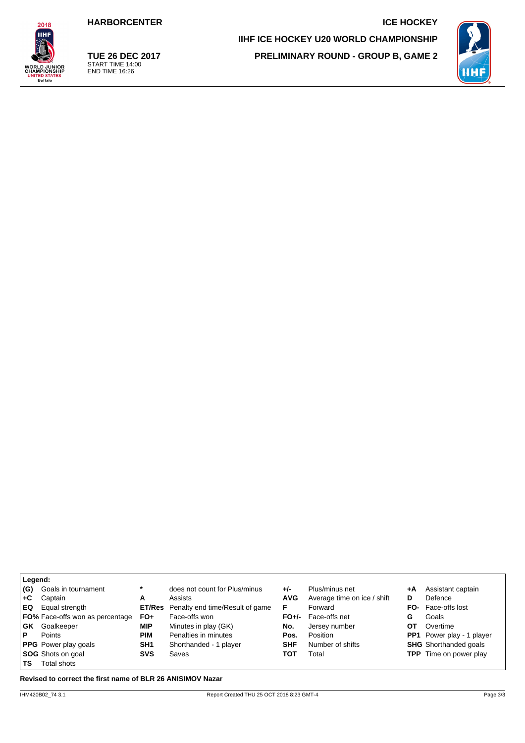HARBORCENTER

ICE HOCKEY

IIHF ICE HOCKEY U20 WORLD CHAMPIONSHIP

PRELIMINARY ROUND - GROUP B, GAME 2

**TUE 26 DEC 2017**
START TIME 14:00
END TIME 16:26

**Legend:**

| | | | | | | | |
|---|---|---|---|---|---|---|---|
| **(G)** | Goals in tournament | **\*** | does not count for Plus/minus | **+/-** | Plus/minus net | **+A** | Assistant captain |
| **+C** | Captain | **A** | Assists | **AVG** | Average time on ice / shift | **D** | Defence |
| **EQ** | Equal strength | **ET/Res** | Penalty end time/Result of game | **F** | Forward | **FO-** | Face-offs lost |
| **FO%** | Face-offs won as percentage | **FO+** | Face-offs won | **FO+/-** | Face-offs net | **G** | Goals |
| **GK** | Goalkeeper | **MIP** | Minutes in play (GK) | **No.** | Jersey number | **OT** | Overtime |
| **P** | Points | **PIM** | Penalties in minutes | **Pos.** | Position | **PP1** | Power play - 1 player |
| **PPG** | Power play goals | **SH1** | Shorthanded - 1 player | **SHF** | Number of shifts | **SHG** | Shorthanded goals |
| **SOG** | Shots on goal | **SVS** | Saves | **TOT** | Total | **TPP** | Time on power play |
| **TS** | Total shots | | | | | | |

**Revised to correct the first name of BLR 26 ANISIMOV Nazar**

IHM420B02_74 3.1 Report Created THU 25 OCT 2018 8:23 GMT-4